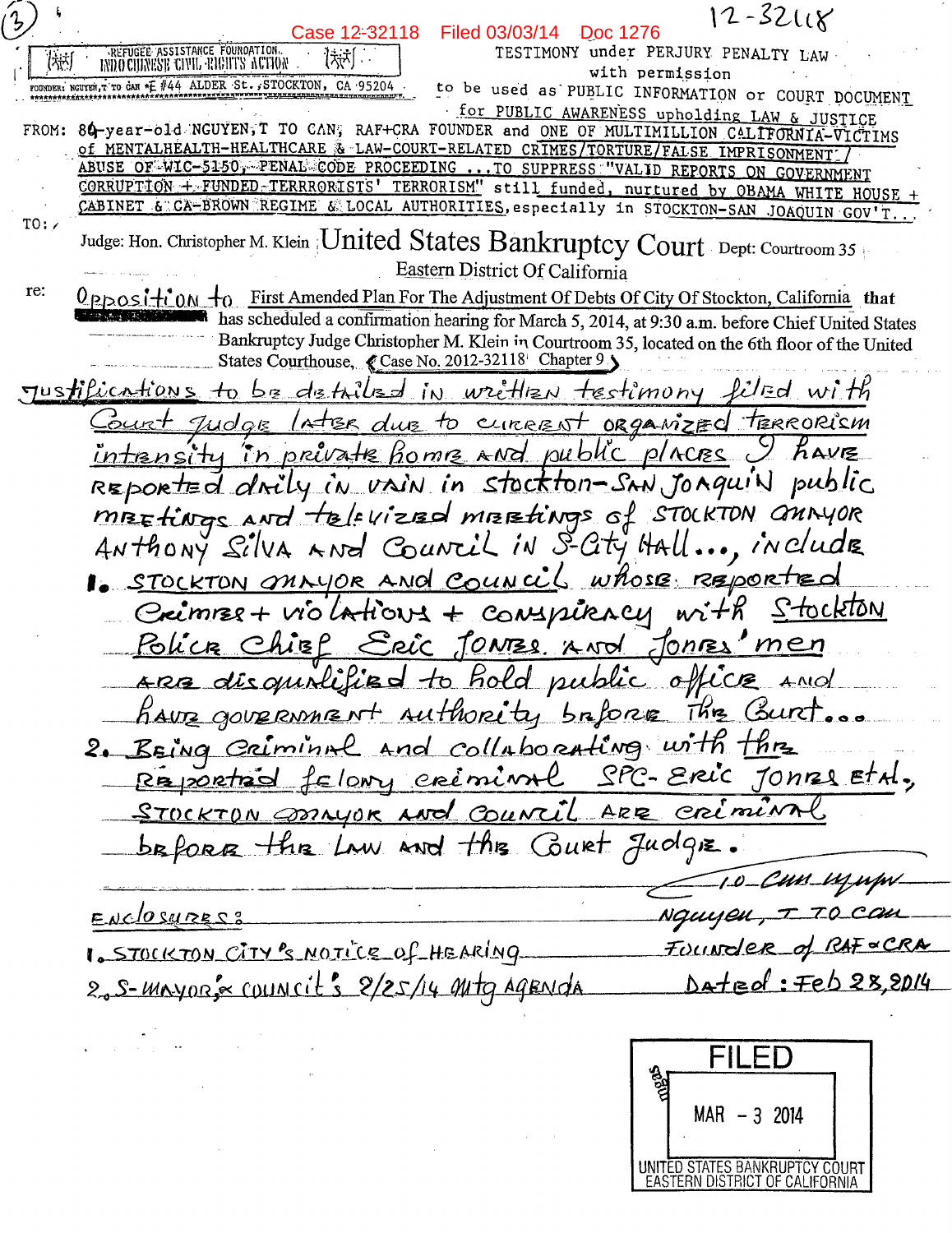(3)

Case 12-32118 Filed 03/03/14 Doc 1276

12-32118

REFUGEE ASSISTANCE FOUNDATION
INDOCHINESE CIVIL RIGHTS ACTION

FOUNDER: NGUYEN,T TO CAN #E #44 ALDER St.,STOCKTON, CA 95204

TESTIMONY under PERJURY PENALTY LAW with permission to be used as PUBLIC INFORMATION or COURT DOCUMENT for PUBLIC AWARENESS upholding LAW & JUSTICE

FROM: 84-year-old NGUYEN,T TO CAN, RAF+CRA FOUNDER and ONE OF MULTIMILLION CALIFORNIA-VICTIMS of MENTALHEALTH-HEALTHCARE & LAW-COURT-RELATED CRIMES/TORTURE/FALSE IMPRISONMENT / ABUSE OF WIC-5150, PENAL CODE PROCEEDING ...TO SUPPRESS "VALID REPORTS ON GOVERNMENT CORRUPTION + FUNDED TERRRORISTS' TERRORISM" still funded, nurtured by OBAMA WHITE HOUSE + CABINET & CA-BROWN REGIME & LOCAL AUTHORITIES, especially in STOCKTON-SAN JOAQUIN GOV'T...

TO: Judge: Hon. Christopher M. Klein United States Bankruptcy Court Dept: Courtroom 35
Eastern District Of California

re: Opposition to First Amended Plan For The Adjustment Of Debts Of City Of Stockton, California that has scheduled a confirmation hearing for March 5, 2014, at 9:30 a.m. before Chief United States Bankruptcy Judge Christopher M. Klein in Courtroom 35, located on the 6th floor of the United States Courthouse, (Case No. 2012-32118 Chapter 9)

Justifications to be detailed in written testimony filed with Court Judge later due to current organized terrorism intensity in private home and public places I have reported daily in vain in Stockton-San Joaquin public meetings and televized meetings of Stockton Mayor Anthony Silva and Council in S-City Hall..., include

1. Stockton Mayor and Council whose reported Crimes + violations + conspiracy with Stockton Police Chief Eric Jones and Jones' men are disqualified to hold public office and have government authority before the Court...
2. Being criminal and collaborating with the reported felony criminal SPC-Eric Jones et al., Stockton Mayor and Council are criminal before the law and the Court Judge.

Enclosures:
1. Stockton City's Notice of Hearing
2. S-Mayor & Council's 2/25/14 Mtg Agenda

Nguyen, T To Can
Founder of RAF+CRA
Dated: Feb 28, 2014

FILED
MAR - 3 2014
UNITED STATES BANKRUPTCY COURT
EASTERN DISTRICT OF CALIFORNIA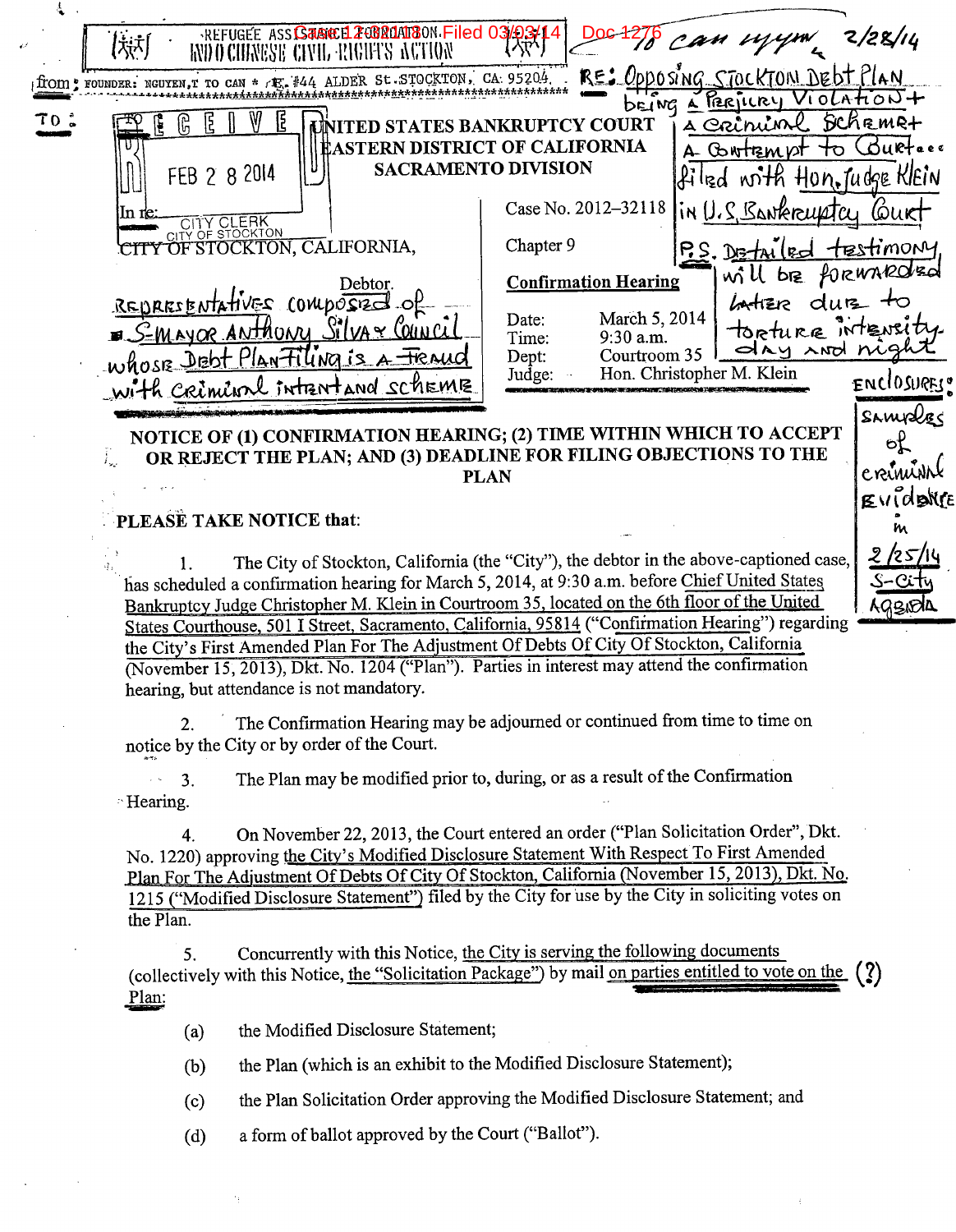REFUGEE ASSISTANCE FOUNDATION AND CHINESE CIVIL RIGHTS ACTION

Case 12-32118 Filed 03/03/14 Doc 1276

To Can Nguyen 2/28/14

from: FOUNDER: NGUYEN,T TO CAN * #44 ALDER St. STOCKTON, CA: 95204.

RE: Opposing Stockton Debt Plan being a Perjury Violation + a Criminal Scheme + a Contempt to Court... filed with Hon. Judge Klein in U.S. Bankruptcy Court

P.S. Detailed testimony will be forwarded later due to torture intensity day and night

TO:

RECEIVED FEB 28 2014 CITY CLERK CITY OF STOCKTON

UNITED STATES BANKRUPTCY COURT
EASTERN DISTRICT OF CALIFORNIA
SACRAMENTO DIVISION

In re:

CITY OF STOCKTON, CALIFORNIA,

Debtor.

Representatives composed of S-Mayor Anthony Silva & Council whose Debt Plan Filing is a Fraud with criminal intent and scheme

Case No. 2012-32118

Chapter 9

**Confirmation Hearing**

| | |
|---|---|
| Date: | March 5, 2014 |
| Time: | 9:30 a.m. |
| Dept: | Courtroom 35 |
| Judge: | Hon. Christopher M. Klein |

Enclosures: Samples of criminal evidence in 2/25/14 S-City Agenda

**NOTICE OF (1) CONFIRMATION HEARING; (2) TIME WITHIN WHICH TO ACCEPT OR REJECT THE PLAN; AND (3) DEADLINE FOR FILING OBJECTIONS TO THE PLAN**

**PLEASE TAKE NOTICE that:**

1. The City of Stockton, California (the "City"), the debtor in the above-captioned case, has scheduled a confirmation hearing for March 5, 2014, at 9:30 a.m. before Chief United States Bankruptcy Judge Christopher M. Klein in Courtroom 35, located on the 6th floor of the United States Courthouse, 501 I Street, Sacramento, California, 95814 ("Confirmation Hearing") regarding the City's First Amended Plan For The Adjustment Of Debts Of City Of Stockton, California (November 15, 2013), Dkt. No. 1204 ("Plan"). Parties in interest may attend the confirmation hearing, but attendance is not mandatory.

2. The Confirmation Hearing may be adjourned or continued from time to time on notice by the City or by order of the Court.

3. The Plan may be modified prior to, during, or as a result of the Confirmation Hearing.

4. On November 22, 2013, the Court entered an order ("Plan Solicitation Order", Dkt. No. 1220) approving the City's Modified Disclosure Statement With Respect To First Amended Plan For The Adjustment Of Debts Of City Of Stockton, California (November 15, 2013), Dkt. No. 1215 ("Modified Disclosure Statement") filed by the City for use by the City in soliciting votes on the Plan.

5. Concurrently with this Notice, the City is serving the following documents (collectively with this Notice, the "Solicitation Package") by mail on parties entitled to vote on the Plan: (?)

(a) the Modified Disclosure Statement;

(b) the Plan (which is an exhibit to the Modified Disclosure Statement);

(c) the Plan Solicitation Order approving the Modified Disclosure Statement; and

(d) a form of ballot approved by the Court ("Ballot").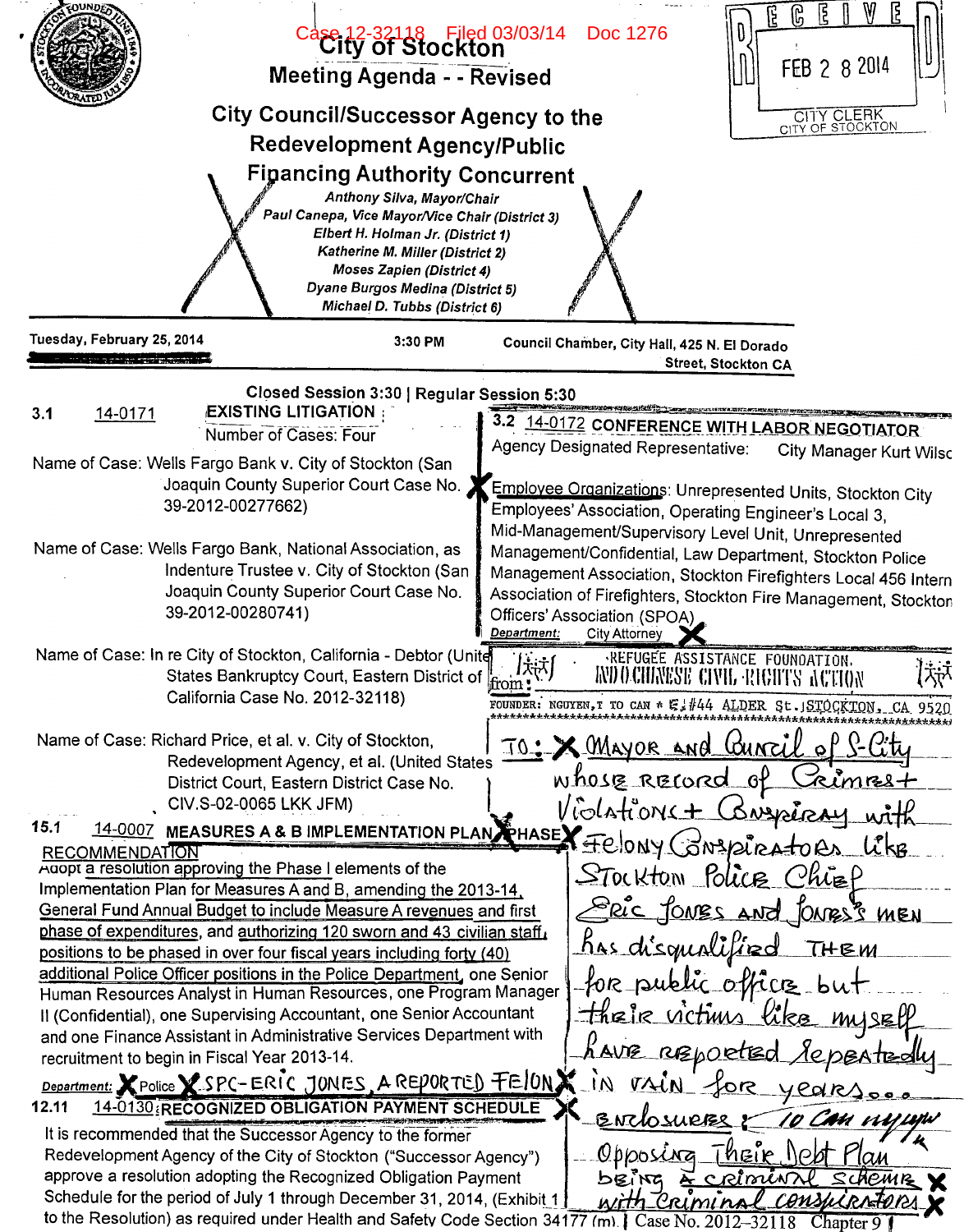Case 12-32118 Filed 03/03/14 Doc 1276

# City of Stockton

## Meeting Agenda - - Revised

## City Council/Successor Agency to the Redevelopment Agency/Public Financing Authority Concurrent

*Anthony Silva, Mayor/Chair*
*Paul Canepa, Vice Mayor/Vice Chair (District 3)*
*Elbert H. Holman Jr. (District 1)*
*Katherine M. Miller (District 2)*
*Moses Zapien (District 4)*
*Dyane Burgos Medina (District 5)*
*Michael D. Tubbs (District 6)*

RECEIVED
FEB 28 2014
CITY CLERK
CITY OF STOCKTON

**Tuesday, February 25, 2014** **3:30 PM** **Council Chamber, City Hall, 425 N. El Dorado Street, Stockton CA**

**Closed Session 3:30 | Regular Session 5:30**

**3.1** 14-0171 **EXISTING LITIGATION**

Number of Cases: Four

Name of Case: Wells Fargo Bank v. City of Stockton (San Joaquin County Superior Court Case No. 39-2012-00277662)

Name of Case: Wells Fargo Bank, National Association, as Indenture Trustee v. City of Stockton (San Joaquin County Superior Court Case No. 39-2012-00280741)

Name of Case: In re City of Stockton, California - Debtor (United States Bankruptcy Court, Eastern District of California Case No. 2012-32118)

Name of Case: Richard Price, et al. v. City of Stockton, Redevelopment Agency, et al. (United States District Court, Eastern District Case No. CIV.S-02-0065 LKK JFM)

**3.2** 14-0172 **CONFERENCE WITH LABOR NEGOTIATOR**

Agency Designated Representative: City Manager Kurt Wilso

Employee Organizations: Unrepresented Units, Stockton City Employees' Association, Operating Engineer's Local 3, Mid-Management/Supervisory Level Unit, Unrepresented Management/Confidential, Law Department, Stockton Police Management Association, Stockton Firefighters Local 456 Intern Association of Firefighters, Stockton Fire Management, Stockton Officers' Association (SPOA)

*Department:* City Attorney

from: REFUGEE ASSISTANCE FOUNDATION, INDOCHINESE CIVIL RIGHTS ACTION

FOUNDER: NGUYEN,T TO CAN * #44 ALDER St. STOCKTON, CA 9520

TO: Mayor and Council of S-City whose record of Crimes + Violations + Conspiracy with Felony Conspirators like Stockton Police Chief Eric Jones and Jones's men has disqualified them for public office but their victims like myself have reported repeatedly in vain for years...

Enclosures: 10 Can nguyen

Opposing Their Debt Plan being a criminal scheme with criminal conspirators

**15.1** 14-0007 **MEASURES A & B IMPLEMENTATION PLAN PHASE**

RECOMMENDATION

Adopt a resolution approving the Phase I elements of the Implementation Plan for Measures A and B, amending the 2013-14 General Fund Annual Budget to include Measure A revenues and first phase of expenditures, and authorizing 120 sworn and 43 civilian staff positions to be phased in over four fiscal years including forty (40) additional Police Officer positions in the Police Department, one Senior Human Resources Analyst in Human Resources, one Program Manager II (Confidential), one Supervising Accountant, one Senior Accountant and one Finance Assistant in Administrative Services Department with recruitment to begin in Fiscal Year 2013-14.

*Department:* Police SPC-ERIC JONES, A REPORTED FELON

**12.11** 14-0130 **RECOGNIZED OBLIGATION PAYMENT SCHEDULE**

It is recommended that the Successor Agency to the former Redevelopment Agency of the City of Stockton ("Successor Agency") approve a resolution adopting the Recognized Obligation Payment Schedule for the period of July 1 through December 31, 2014, (Exhibit 1 to the Resolution) as required under Health and Safety Code Section 34177 (m).

Case No. 2012-32118 Chapter 9